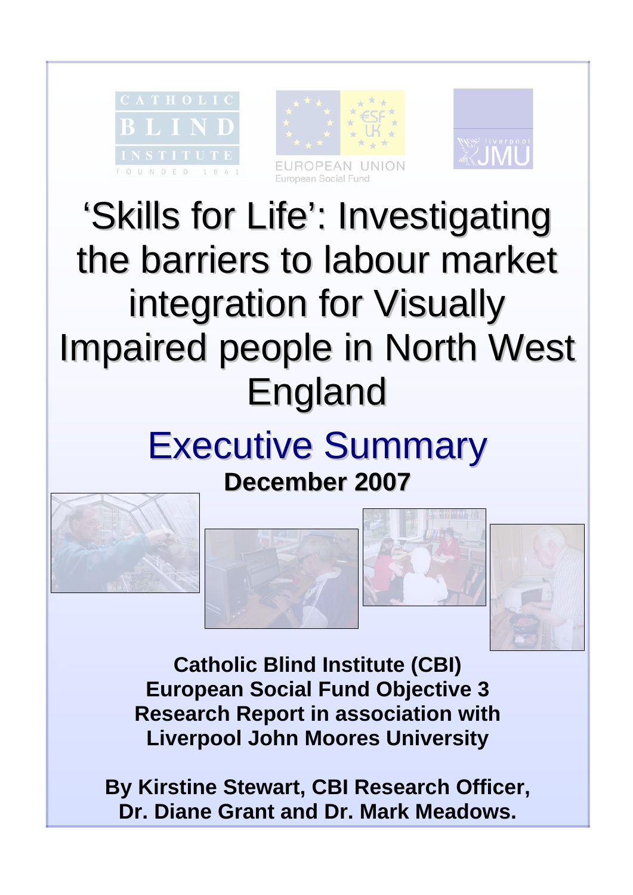# 'Skills for Life': Investigating the barriers to labour market integration for Visually Impaired people in North West England

## Executive Summary

**December 2007**

**Catholic Blind Institute (CBI)**
**European Social Fund Objective 3**
**Research Report in association with**
**Liverpool John Moores University**

**By Kirstine Stewart, CBI Research Officer, Dr. Diane Grant and Dr. Mark Meadows.**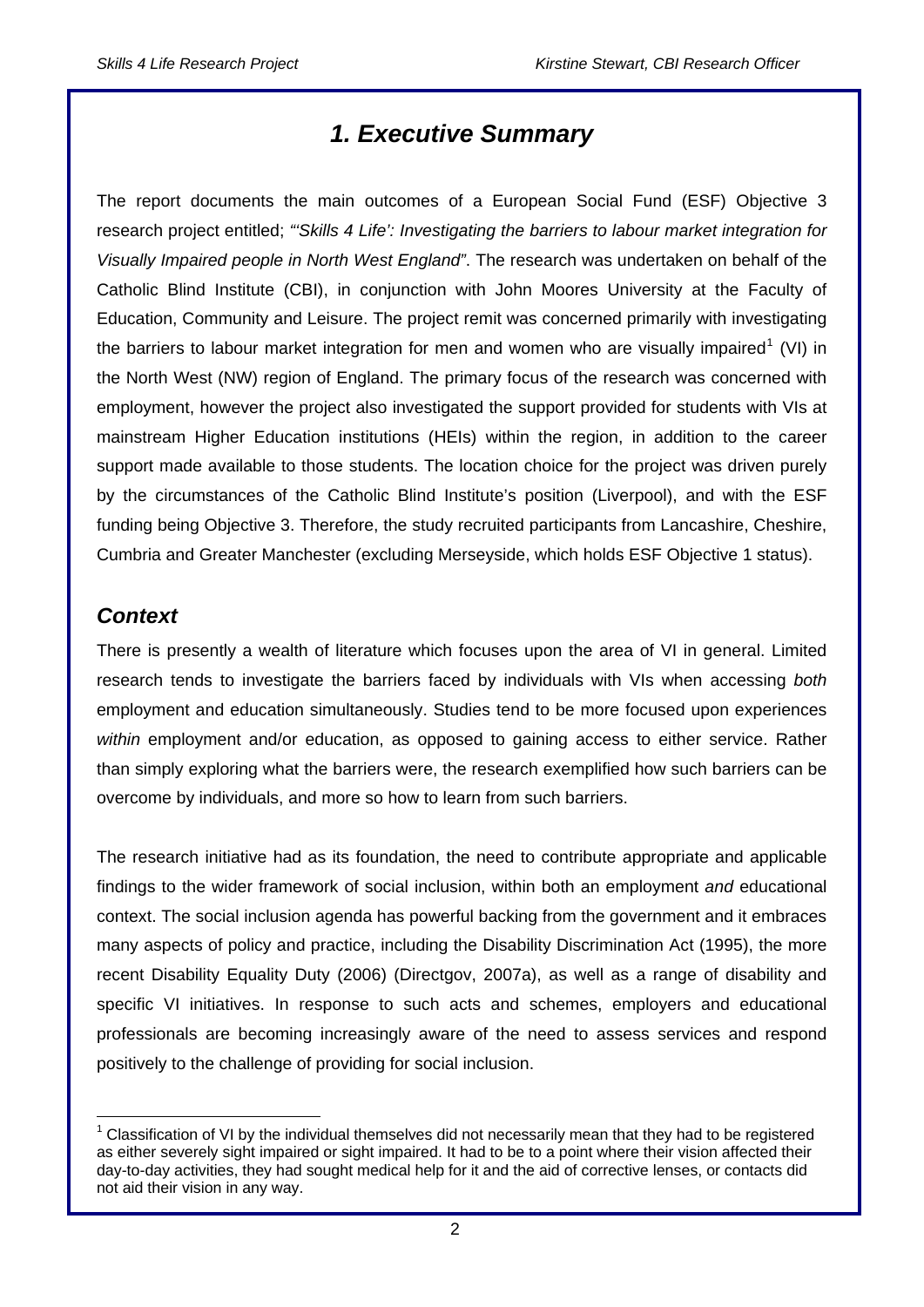# *1. Executive Summary*

The report documents the main outcomes of a European Social Fund (ESF) Objective 3 research project entitled; *"'Skills 4 Life': Investigating the barriers to labour market integration for Visually Impaired people in North West England"*. The research was undertaken on behalf of the Catholic Blind Institute (CBI), in conjunction with John Moores University at the Faculty of Education, Community and Leisure. The project remit was concerned primarily with investigating the barriers to labour market integration for men and women who are visually impaired[1] (VI) in the North West (NW) region of England. The primary focus of the research was concerned with employment, however the project also investigated the support provided for students with VIs at mainstream Higher Education institutions (HEIs) within the region, in addition to the career support made available to those students. The location choice for the project was driven purely by the circumstances of the Catholic Blind Institute's position (Liverpool), and with the ESF funding being Objective 3. Therefore, the study recruited participants from Lancashire, Cheshire, Cumbria and Greater Manchester (excluding Merseyside, which holds ESF Objective 1 status).

## *Context*

There is presently a wealth of literature which focuses upon the area of VI in general. Limited research tends to investigate the barriers faced by individuals with VIs when accessing *both* employment and education simultaneously. Studies tend to be more focused upon experiences *within* employment and/or education, as opposed to gaining access to either service. Rather than simply exploring what the barriers were, the research exemplified how such barriers can be overcome by individuals, and more so how to learn from such barriers.

The research initiative had as its foundation, the need to contribute appropriate and applicable findings to the wider framework of social inclusion, within both an employment *and* educational context. The social inclusion agenda has powerful backing from the government and it embraces many aspects of policy and practice, including the Disability Discrimination Act (1995), the more recent Disability Equality Duty (2006) (Directgov, 2007a), as well as a range of disability and specific VI initiatives. In response to such acts and schemes, employers and educational professionals are becoming increasingly aware of the need to assess services and respond positively to the challenge of providing for social inclusion.

---

[1] Classification of VI by the individual themselves did not necessarily mean that they had to be registered as either severely sight impaired or sight impaired. It had to be to a point where their vision affected their day-to-day activities, they had sought medical help for it and the aid of corrective lenses, or contacts did not aid their vision in any way.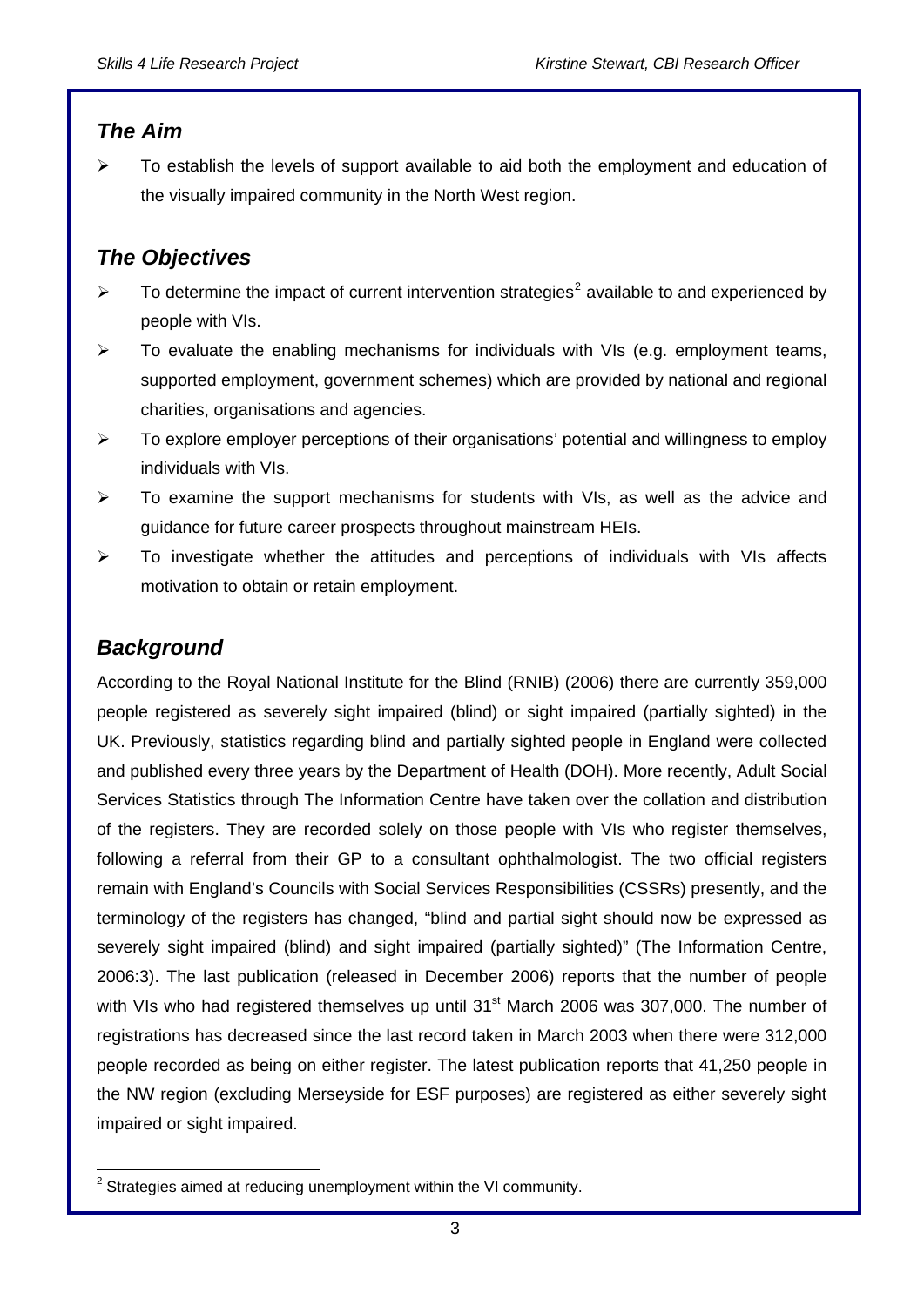## *The Aim*

- To establish the levels of support available to aid both the employment and education of the visually impaired community in the North West region.

## *The Objectives*

- To determine the impact of current intervention strategies[2] available to and experienced by people with VIs.
- To evaluate the enabling mechanisms for individuals with VIs (e.g. employment teams, supported employment, government schemes) which are provided by national and regional charities, organisations and agencies.
- To explore employer perceptions of their organisations' potential and willingness to employ individuals with VIs.
- To examine the support mechanisms for students with VIs, as well as the advice and guidance for future career prospects throughout mainstream HEIs.
- To investigate whether the attitudes and perceptions of individuals with VIs affects motivation to obtain or retain employment.

## *Background*

According to the Royal National Institute for the Blind (RNIB) (2006) there are currently 359,000 people registered as severely sight impaired (blind) or sight impaired (partially sighted) in the UK. Previously, statistics regarding blind and partially sighted people in England were collected and published every three years by the Department of Health (DOH). More recently, Adult Social Services Statistics through The Information Centre have taken over the collation and distribution of the registers. They are recorded solely on those people with VIs who register themselves, following a referral from their GP to a consultant ophthalmologist. The two official registers remain with England's Councils with Social Services Responsibilities (CSSRs) presently, and the terminology of the registers has changed, "blind and partial sight should now be expressed as severely sight impaired (blind) and sight impaired (partially sighted)" (The Information Centre, 2006:3). The last publication (released in December 2006) reports that the number of people with VIs who had registered themselves up until 31st March 2006 was 307,000. The number of registrations has decreased since the last record taken in March 2003 when there were 312,000 people recorded as being on either register. The latest publication reports that 41,250 people in the NW region (excluding Merseyside for ESF purposes) are registered as either severely sight impaired or sight impaired.

[2] Strategies aimed at reducing unemployment within the VI community.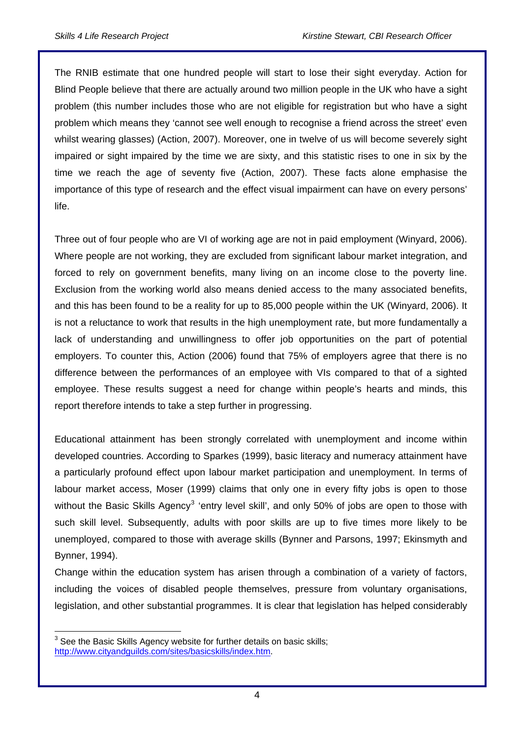The RNIB estimate that one hundred people will start to lose their sight everyday. Action for Blind People believe that there are actually around two million people in the UK who have a sight problem (this number includes those who are not eligible for registration but who have a sight problem which means they 'cannot see well enough to recognise a friend across the street' even whilst wearing glasses) (Action, 2007). Moreover, one in twelve of us will become severely sight impaired or sight impaired by the time we are sixty, and this statistic rises to one in six by the time we reach the age of seventy five (Action, 2007). These facts alone emphasise the importance of this type of research and the effect visual impairment can have on every persons' life.

Three out of four people who are VI of working age are not in paid employment (Winyard, 2006). Where people are not working, they are excluded from significant labour market integration, and forced to rely on government benefits, many living on an income close to the poverty line. Exclusion from the working world also means denied access to the many associated benefits, and this has been found to be a reality for up to 85,000 people within the UK (Winyard, 2006). It is not a reluctance to work that results in the high unemployment rate, but more fundamentally a lack of understanding and unwillingness to offer job opportunities on the part of potential employers. To counter this, Action (2006) found that 75% of employers agree that there is no difference between the performances of an employee with VIs compared to that of a sighted employee. These results suggest a need for change within people's hearts and minds, this report therefore intends to take a step further in progressing.

Educational attainment has been strongly correlated with unemployment and income within developed countries. According to Sparkes (1999), basic literacy and numeracy attainment have a particularly profound effect upon labour market participation and unemployment. In terms of labour market access, Moser (1999) claims that only one in every fifty jobs is open to those without the Basic Skills Agency[3] 'entry level skill', and only 50% of jobs are open to those with such skill level. Subsequently, adults with poor skills are up to five times more likely to be unemployed, compared to those with average skills (Bynner and Parsons, 1997; Ekinsmyth and Bynner, 1994).

Change within the education system has arisen through a combination of a variety of factors, including the voices of disabled people themselves, pressure from voluntary organisations, legislation, and other substantial programmes. It is clear that legislation has helped considerably

[3] See the Basic Skills Agency website for further details on basic skills; http://www.cityandguilds.com/sites/basicskills/index.htm.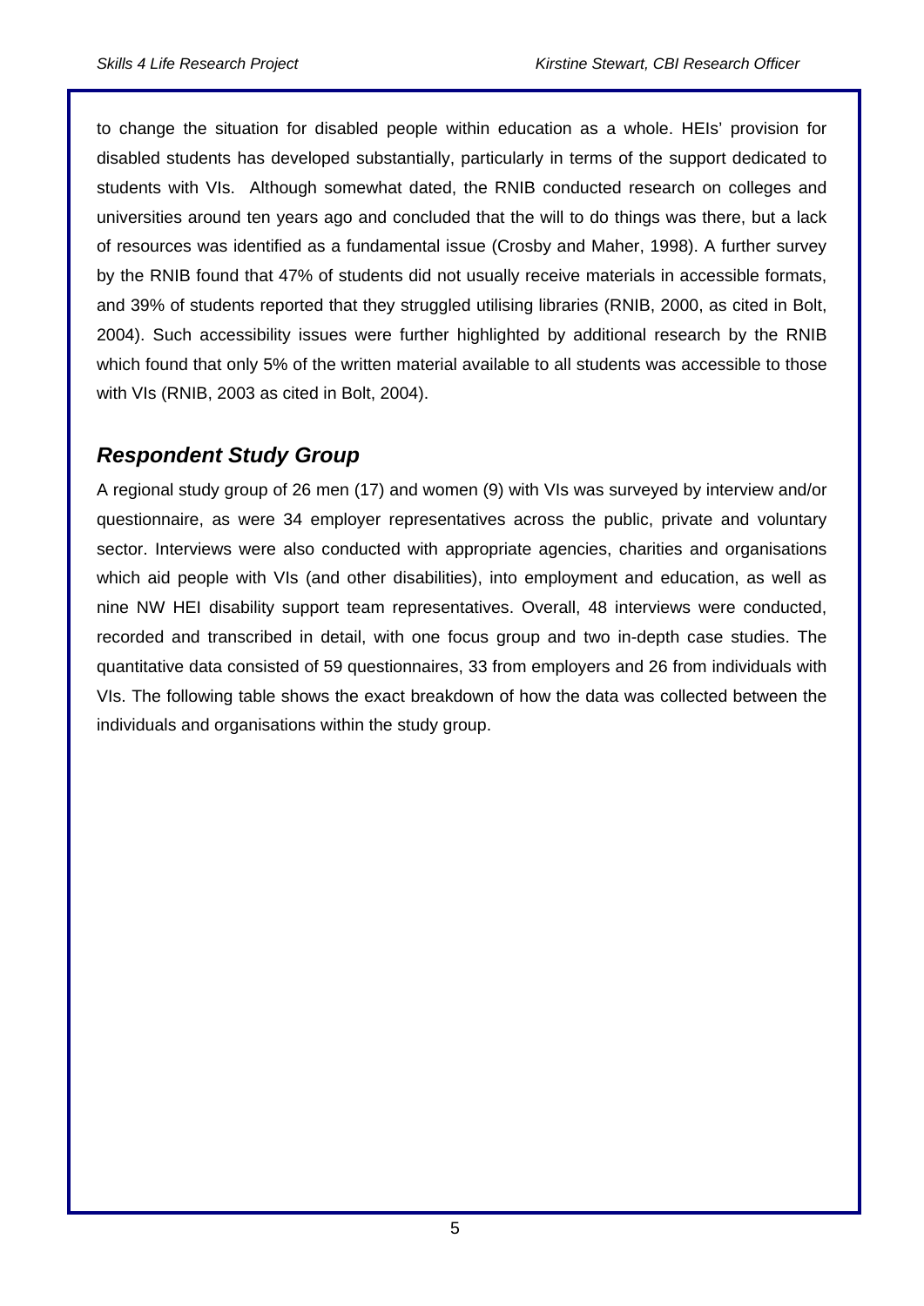to change the situation for disabled people within education as a whole. HEIs' provision for disabled students has developed substantially, particularly in terms of the support dedicated to students with VIs. Although somewhat dated, the RNIB conducted research on colleges and universities around ten years ago and concluded that the will to do things was there, but a lack of resources was identified as a fundamental issue (Crosby and Maher, 1998). A further survey by the RNIB found that 47% of students did not usually receive materials in accessible formats, and 39% of students reported that they struggled utilising libraries (RNIB, 2000, as cited in Bolt, 2004). Such accessibility issues were further highlighted by additional research by the RNIB which found that only 5% of the written material available to all students was accessible to those with VIs (RNIB, 2003 as cited in Bolt, 2004).

## *Respondent Study Group*

A regional study group of 26 men (17) and women (9) with VIs was surveyed by interview and/or questionnaire, as were 34 employer representatives across the public, private and voluntary sector. Interviews were also conducted with appropriate agencies, charities and organisations which aid people with VIs (and other disabilities), into employment and education, as well as nine NW HEI disability support team representatives. Overall, 48 interviews were conducted, recorded and transcribed in detail, with one focus group and two in-depth case studies. The quantitative data consisted of 59 questionnaires, 33 from employers and 26 from individuals with VIs. The following table shows the exact breakdown of how the data was collected between the individuals and organisations within the study group.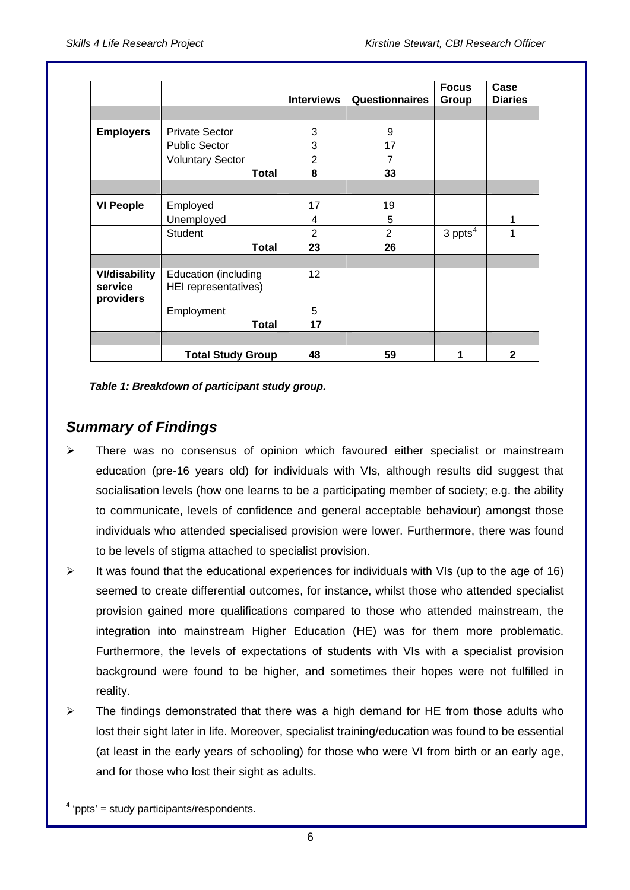| | | Interviews | Questionnaires | Focus Group | Case Diaries |
|---|---|---|---|---|---|
| | | | | | |
| **Employers** | Private Sector | 3 | 9 | | |
| | Public Sector | 3 | 17 | | |
| | Voluntary Sector | 2 | 7 | | |
| | **Total** | **8** | **33** | | |
| | | | | | |
| **VI People** | Employed | 17 | 19 | | |
| | Unemployed | 4 | 5 | | 1 |
| | Student | 2 | 2 | 3 ppts[4] | 1 |
| | **Total** | **23** | **26** | | |
| | | | | | |
| **VI/disability service providers** | Education (including HEI representatives) | 12 | | | |
| | Employment | 5 | | | |
| | **Total** | **17** | | | |
| | | | | | |
| | **Total Study Group** | **48** | **59** | **1** | **2** |

***Table 1: Breakdown of participant study group.***

## *Summary of Findings*

- There was no consensus of opinion which favoured either specialist or mainstream education (pre-16 years old) for individuals with VIs, although results did suggest that socialisation levels (how one learns to be a participating member of society; e.g. the ability to communicate, levels of confidence and general acceptable behaviour) amongst those individuals who attended specialised provision were lower. Furthermore, there was found to be levels of stigma attached to specialist provision.
- It was found that the educational experiences for individuals with VIs (up to the age of 16) seemed to create differential outcomes, for instance, whilst those who attended specialist provision gained more qualifications compared to those who attended mainstream, the integration into mainstream Higher Education (HE) was for them more problematic. Furthermore, the levels of expectations of students with VIs with a specialist provision background were found to be higher, and sometimes their hopes were not fulfilled in reality.
- The findings demonstrated that there was a high demand for HE from those adults who lost their sight later in life. Moreover, specialist training/education was found to be essential (at least in the early years of schooling) for those who were VI from birth or an early age, and for those who lost their sight as adults.

[4] 'ppts' = study participants/respondents.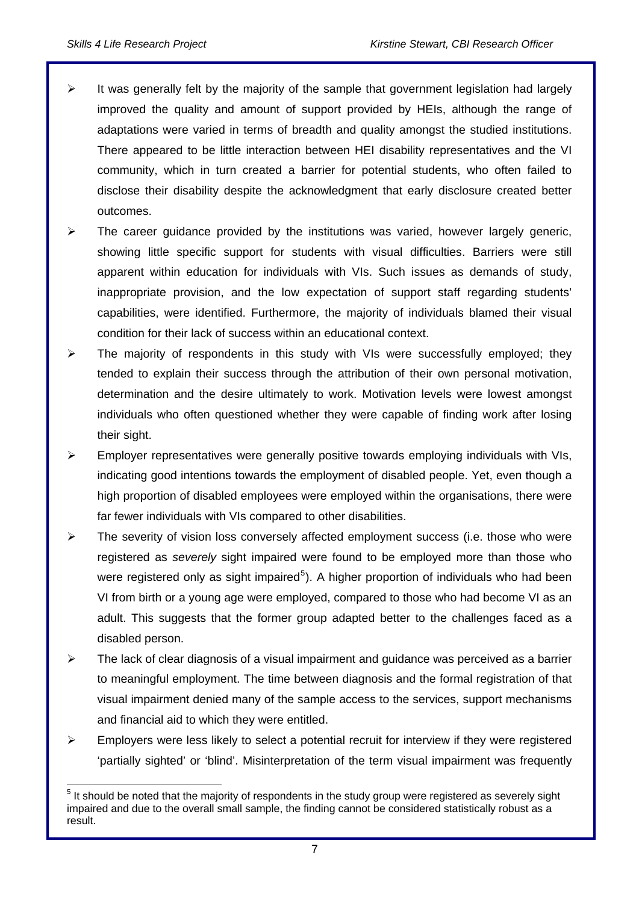- It was generally felt by the majority of the sample that government legislation had largely improved the quality and amount of support provided by HEIs, although the range of adaptations were varied in terms of breadth and quality amongst the studied institutions. There appeared to be little interaction between HEI disability representatives and the VI community, which in turn created a barrier for potential students, who often failed to disclose their disability despite the acknowledgment that early disclosure created better outcomes.
- The career guidance provided by the institutions was varied, however largely generic, showing little specific support for students with visual difficulties. Barriers were still apparent within education for individuals with VIs. Such issues as demands of study, inappropriate provision, and the low expectation of support staff regarding students' capabilities, were identified. Furthermore, the majority of individuals blamed their visual condition for their lack of success within an educational context.
- The majority of respondents in this study with VIs were successfully employed; they tended to explain their success through the attribution of their own personal motivation, determination and the desire ultimately to work. Motivation levels were lowest amongst individuals who often questioned whether they were capable of finding work after losing their sight.
- Employer representatives were generally positive towards employing individuals with VIs, indicating good intentions towards the employment of disabled people. Yet, even though a high proportion of disabled employees were employed within the organisations, there were far fewer individuals with VIs compared to other disabilities.
- The severity of vision loss conversely affected employment success (i.e. those who were registered as *severely* sight impaired were found to be employed more than those who were registered only as sight impaired[5]). A higher proportion of individuals who had been VI from birth or a young age were employed, compared to those who had become VI as an adult. This suggests that the former group adapted better to the challenges faced as a disabled person.
- The lack of clear diagnosis of a visual impairment and guidance was perceived as a barrier to meaningful employment. The time between diagnosis and the formal registration of that visual impairment denied many of the sample access to the services, support mechanisms and financial aid to which they were entitled.
- Employers were less likely to select a potential recruit for interview if they were registered 'partially sighted' or 'blind'. Misinterpretation of the term visual impairment was frequently

[5] It should be noted that the majority of respondents in the study group were registered as severely sight impaired and due to the overall small sample, the finding cannot be considered statistically robust as a result.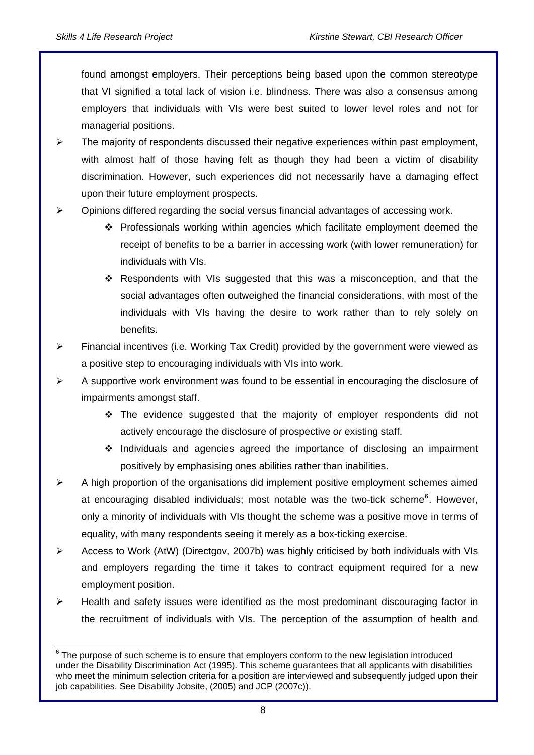found amongst employers. Their perceptions being based upon the common stereotype that VI signified a total lack of vision i.e. blindness. There was also a consensus among employers that individuals with VIs were best suited to lower level roles and not for managerial positions.

- The majority of respondents discussed their negative experiences within past employment, with almost half of those having felt as though they had been a victim of disability discrimination. However, such experiences did not necessarily have a damaging effect upon their future employment prospects.
- Opinions differed regarding the social versus financial advantages of accessing work.
  - Professionals working within agencies which facilitate employment deemed the receipt of benefits to be a barrier in accessing work (with lower remuneration) for individuals with VIs.
  - Respondents with VIs suggested that this was a misconception, and that the social advantages often outweighed the financial considerations, with most of the individuals with VIs having the desire to work rather than to rely solely on benefits.
- Financial incentives (i.e. Working Tax Credit) provided by the government were viewed as a positive step to encouraging individuals with VIs into work.
- A supportive work environment was found to be essential in encouraging the disclosure of impairments amongst staff.
  - The evidence suggested that the majority of employer respondents did not actively encourage the disclosure of prospective *or* existing staff.
  - Individuals and agencies agreed the importance of disclosing an impairment positively by emphasising ones abilities rather than inabilities.
- A high proportion of the organisations did implement positive employment schemes aimed at encouraging disabled individuals; most notable was the two-tick scheme[6]. However, only a minority of individuals with VIs thought the scheme was a positive move in terms of equality, with many respondents seeing it merely as a box-ticking exercise.
- Access to Work (AtW) (Directgov, 2007b) was highly criticised by both individuals with VIs and employers regarding the time it takes to contract equipment required for a new employment position.
- Health and safety issues were identified as the most predominant discouraging factor in the recruitment of individuals with VIs. The perception of the assumption of health and

[6] The purpose of such scheme is to ensure that employers conform to the new legislation introduced under the Disability Discrimination Act (1995). This scheme guarantees that all applicants with disabilities who meet the minimum selection criteria for a position are interviewed and subsequently judged upon their job capabilities. See Disability Jobsite, (2005) and JCP (2007c)).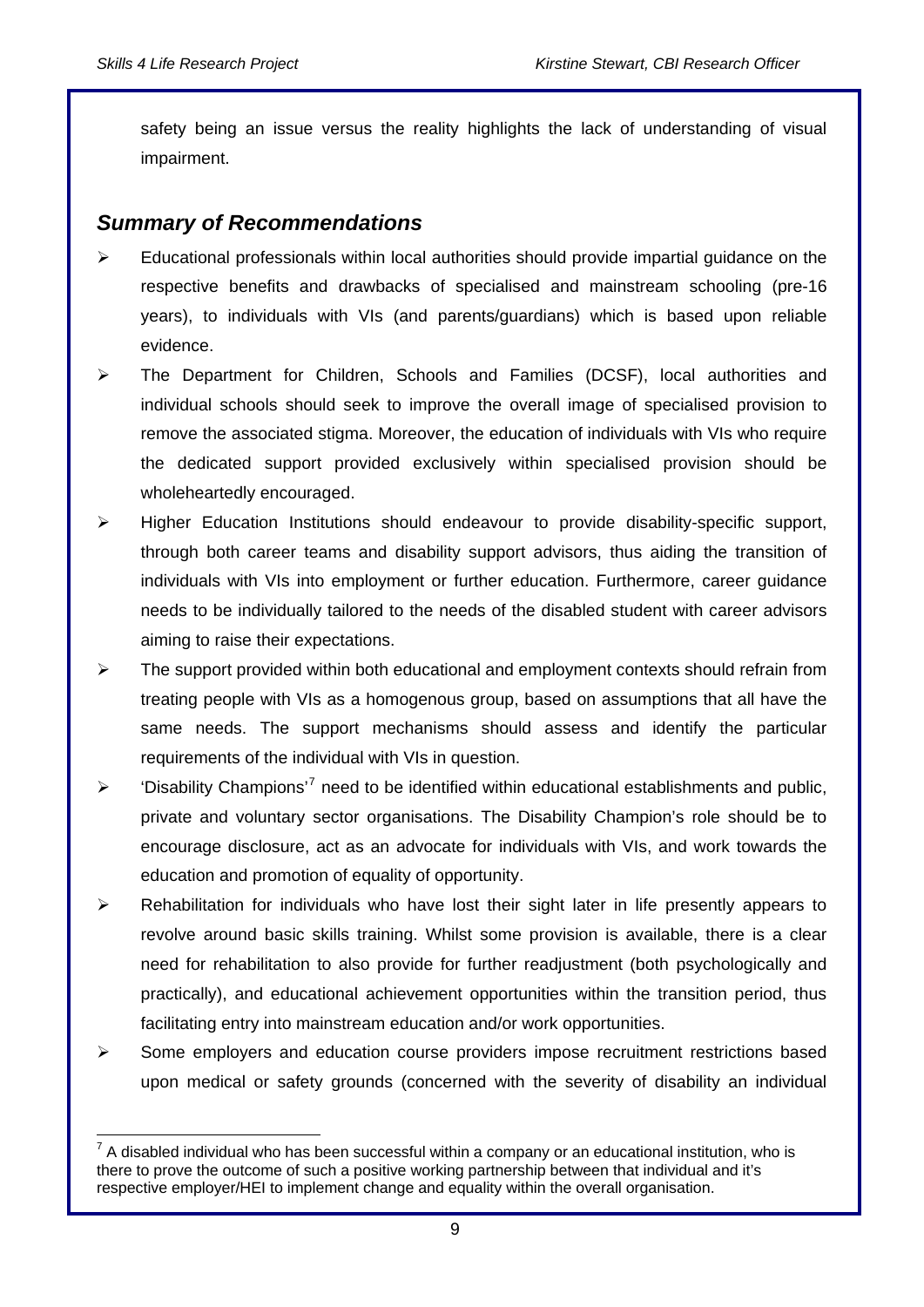safety being an issue versus the reality highlights the lack of understanding of visual impairment.

## *Summary of Recommendations*

- Educational professionals within local authorities should provide impartial guidance on the respective benefits and drawbacks of specialised and mainstream schooling (pre-16 years), to individuals with VIs (and parents/guardians) which is based upon reliable evidence.
- The Department for Children, Schools and Families (DCSF), local authorities and individual schools should seek to improve the overall image of specialised provision to remove the associated stigma. Moreover, the education of individuals with VIs who require the dedicated support provided exclusively within specialised provision should be wholeheartedly encouraged.
- Higher Education Institutions should endeavour to provide disability-specific support, through both career teams and disability support advisors, thus aiding the transition of individuals with VIs into employment or further education. Furthermore, career guidance needs to be individually tailored to the needs of the disabled student with career advisors aiming to raise their expectations.
- The support provided within both educational and employment contexts should refrain from treating people with VIs as a homogenous group, based on assumptions that all have the same needs. The support mechanisms should assess and identify the particular requirements of the individual with VIs in question.
- 'Disability Champions'[7] need to be identified within educational establishments and public, private and voluntary sector organisations. The Disability Champion's role should be to encourage disclosure, act as an advocate for individuals with VIs, and work towards the education and promotion of equality of opportunity.
- Rehabilitation for individuals who have lost their sight later in life presently appears to revolve around basic skills training. Whilst some provision is available, there is a clear need for rehabilitation to also provide for further readjustment (both psychologically and practically), and educational achievement opportunities within the transition period, thus facilitating entry into mainstream education and/or work opportunities.
- Some employers and education course providers impose recruitment restrictions based upon medical or safety grounds (concerned with the severity of disability an individual

---

[7] A disabled individual who has been successful within a company or an educational institution, who is there to prove the outcome of such a positive working partnership between that individual and it's respective employer/HEI to implement change and equality within the overall organisation.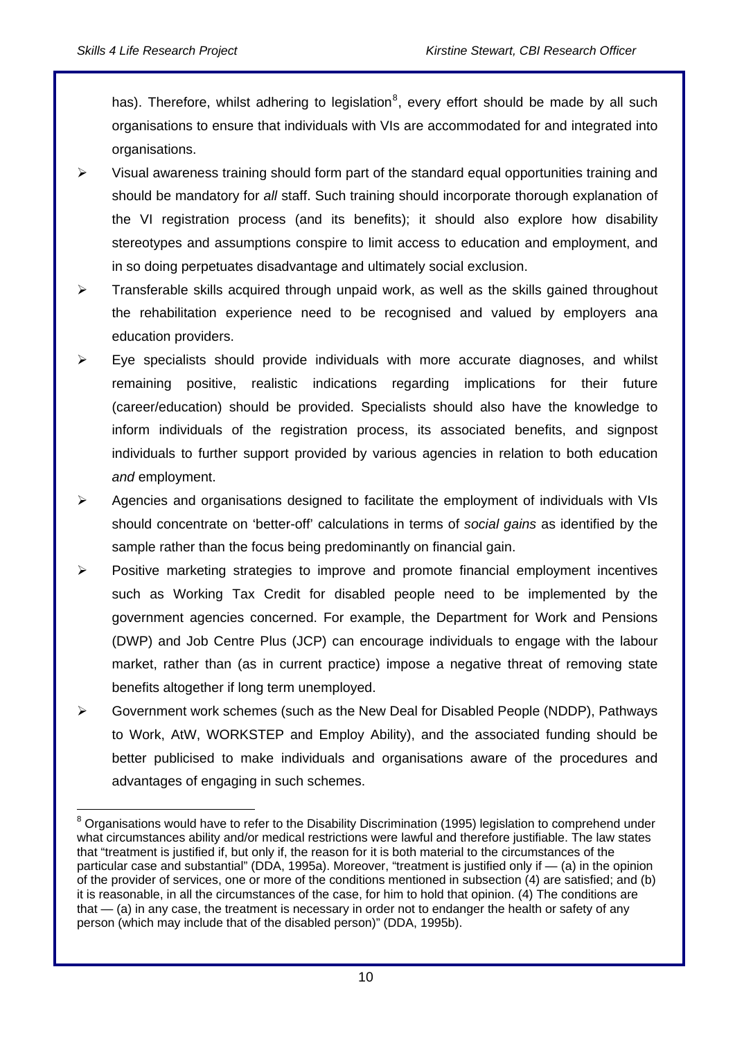has). Therefore, whilst adhering to legislation[8], every effort should be made by all such organisations to ensure that individuals with VIs are accommodated for and integrated into organisations.

- Visual awareness training should form part of the standard equal opportunities training and should be mandatory for *all* staff. Such training should incorporate thorough explanation of the VI registration process (and its benefits); it should also explore how disability stereotypes and assumptions conspire to limit access to education and employment, and in so doing perpetuates disadvantage and ultimately social exclusion.
- Transferable skills acquired through unpaid work, as well as the skills gained throughout the rehabilitation experience need to be recognised and valued by employers ana education providers.
- Eye specialists should provide individuals with more accurate diagnoses, and whilst remaining positive, realistic indications regarding implications for their future (career/education) should be provided. Specialists should also have the knowledge to inform individuals of the registration process, its associated benefits, and signpost individuals to further support provided by various agencies in relation to both education *and* employment.
- Agencies and organisations designed to facilitate the employment of individuals with VIs should concentrate on 'better-off' calculations in terms of *social gains* as identified by the sample rather than the focus being predominantly on financial gain.
- Positive marketing strategies to improve and promote financial employment incentives such as Working Tax Credit for disabled people need to be implemented by the government agencies concerned. For example, the Department for Work and Pensions (DWP) and Job Centre Plus (JCP) can encourage individuals to engage with the labour market, rather than (as in current practice) impose a negative threat of removing state benefits altogether if long term unemployed.
- Government work schemes (such as the New Deal for Disabled People (NDDP), Pathways to Work, AtW, WORKSTEP and Employ Ability), and the associated funding should be better publicised to make individuals and organisations aware of the procedures and advantages of engaging in such schemes.

[8] Organisations would have to refer to the Disability Discrimination (1995) legislation to comprehend under what circumstances ability and/or medical restrictions were lawful and therefore justifiable. The law states that "treatment is justified if, but only if, the reason for it is both material to the circumstances of the particular case and substantial" (DDA, 1995a). Moreover, "treatment is justified only if — (a) in the opinion of the provider of services, one or more of the conditions mentioned in subsection (4) are satisfied; and (b) it is reasonable, in all the circumstances of the case, for him to hold that opinion. (4) The conditions are that — (a) in any case, the treatment is necessary in order not to endanger the health or safety of any person (which may include that of the disabled person)" (DDA, 1995b).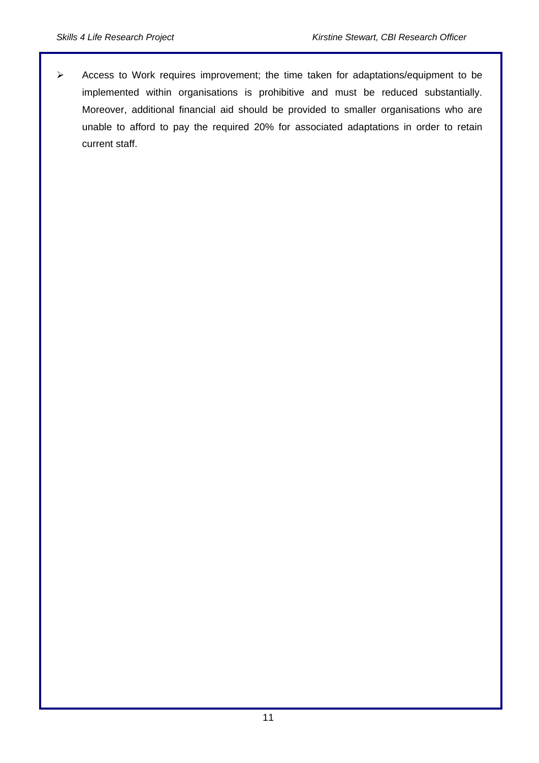- Access to Work requires improvement; the time taken for adaptations/equipment to be implemented within organisations is prohibitive and must be reduced substantially. Moreover, additional financial aid should be provided to smaller organisations who are unable to afford to pay the required 20% for associated adaptations in order to retain current staff.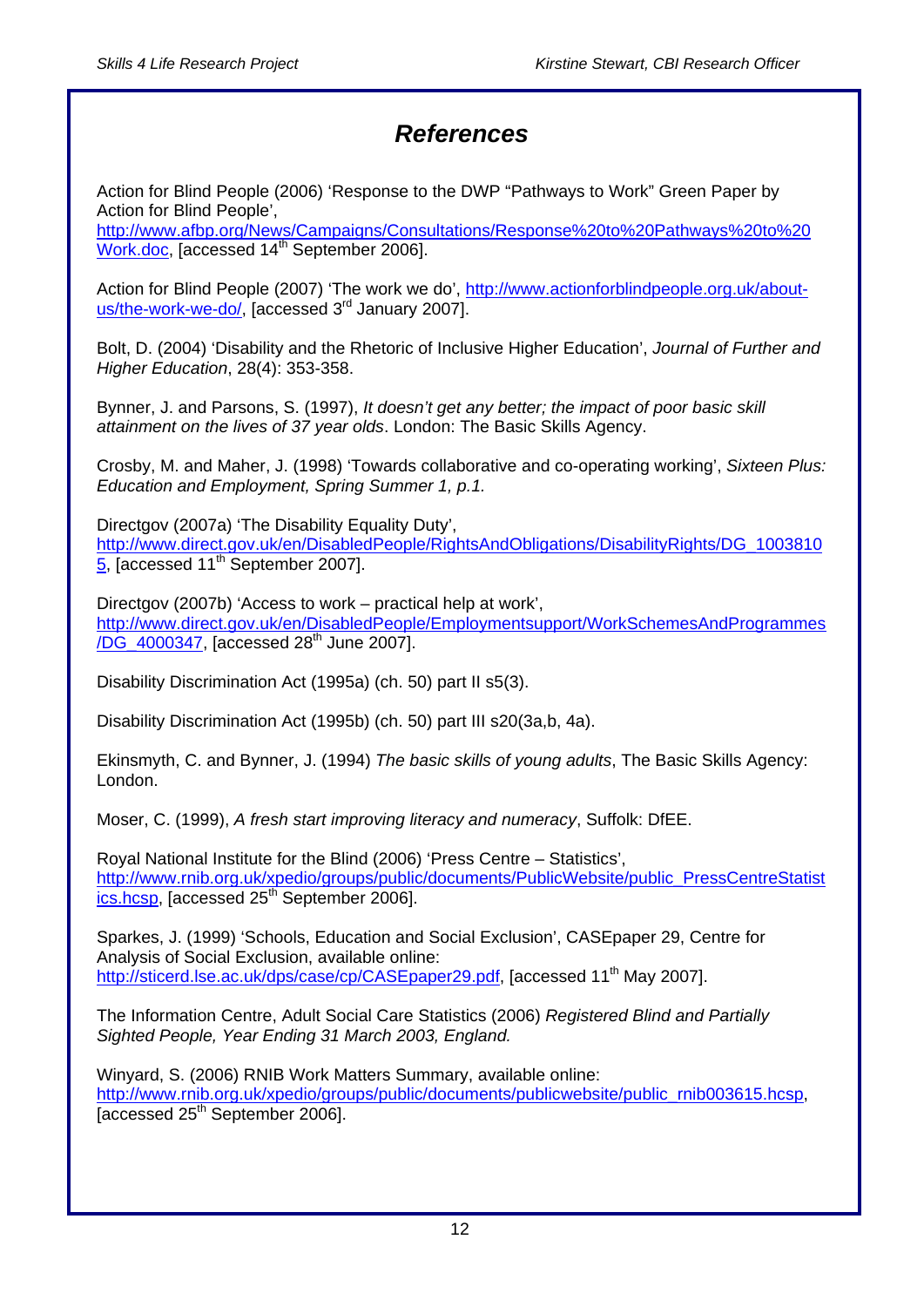# *References*

Action for Blind People (2006) 'Response to the DWP "Pathways to Work" Green Paper by Action for Blind People', http://www.afbp.org/News/Campaigns/Consultations/Response%20to%20Pathways%20to%20Work.doc, [accessed 14th September 2006].

Action for Blind People (2007) 'The work we do', http://www.actionforblindpeople.org.uk/about-us/the-work-we-do/, [accessed 3rd January 2007].

Bolt, D. (2004) 'Disability and the Rhetoric of Inclusive Higher Education', *Journal of Further and Higher Education*, 28(4): 353-358.

Bynner, J. and Parsons, S. (1997), *It doesn't get any better; the impact of poor basic skill attainment on the lives of 37 year olds*. London: The Basic Skills Agency.

Crosby, M. and Maher, J. (1998) 'Towards collaborative and co-operating working', *Sixteen Plus: Education and Employment, Spring Summer 1, p.1.*

Directgov (2007a) 'The Disability Equality Duty', http://www.direct.gov.uk/en/DisabledPeople/RightsAndObligations/DisabilityRights/DG_10038105, [accessed 11th September 2007].

Directgov (2007b) 'Access to work – practical help at work', http://www.direct.gov.uk/en/DisabledPeople/Employmentsupport/WorkSchemesAndProgrammes/DG_4000347, [accessed 28th June 2007].

Disability Discrimination Act (1995a) (ch. 50) part II s5(3).

Disability Discrimination Act (1995b) (ch. 50) part III s20(3a,b, 4a).

Ekinsmyth, C. and Bynner, J. (1994) *The basic skills of young adults*, The Basic Skills Agency: London.

Moser, C. (1999), *A fresh start improving literacy and numeracy*, Suffolk: DfEE.

Royal National Institute for the Blind (2006) 'Press Centre – Statistics', http://www.rnib.org.uk/xpedio/groups/public/documents/PublicWebsite/public_PressCentreStatistics.hcsp, [accessed 25th September 2006].

Sparkes, J. (1999) 'Schools, Education and Social Exclusion', CASEpaper 29, Centre for Analysis of Social Exclusion, available online: http://sticerd.lse.ac.uk/dps/case/cp/CASEpaper29.pdf, [accessed 11th May 2007].

The Information Centre, Adult Social Care Statistics (2006) *Registered Blind and Partially Sighted People, Year Ending 31 March 2003, England.*

Winyard, S. (2006) RNIB Work Matters Summary, available online: http://www.rnib.org.uk/xpedio/groups/public/documents/publicwebsite/public_rnib003615.hcsp, [accessed 25th September 2006].